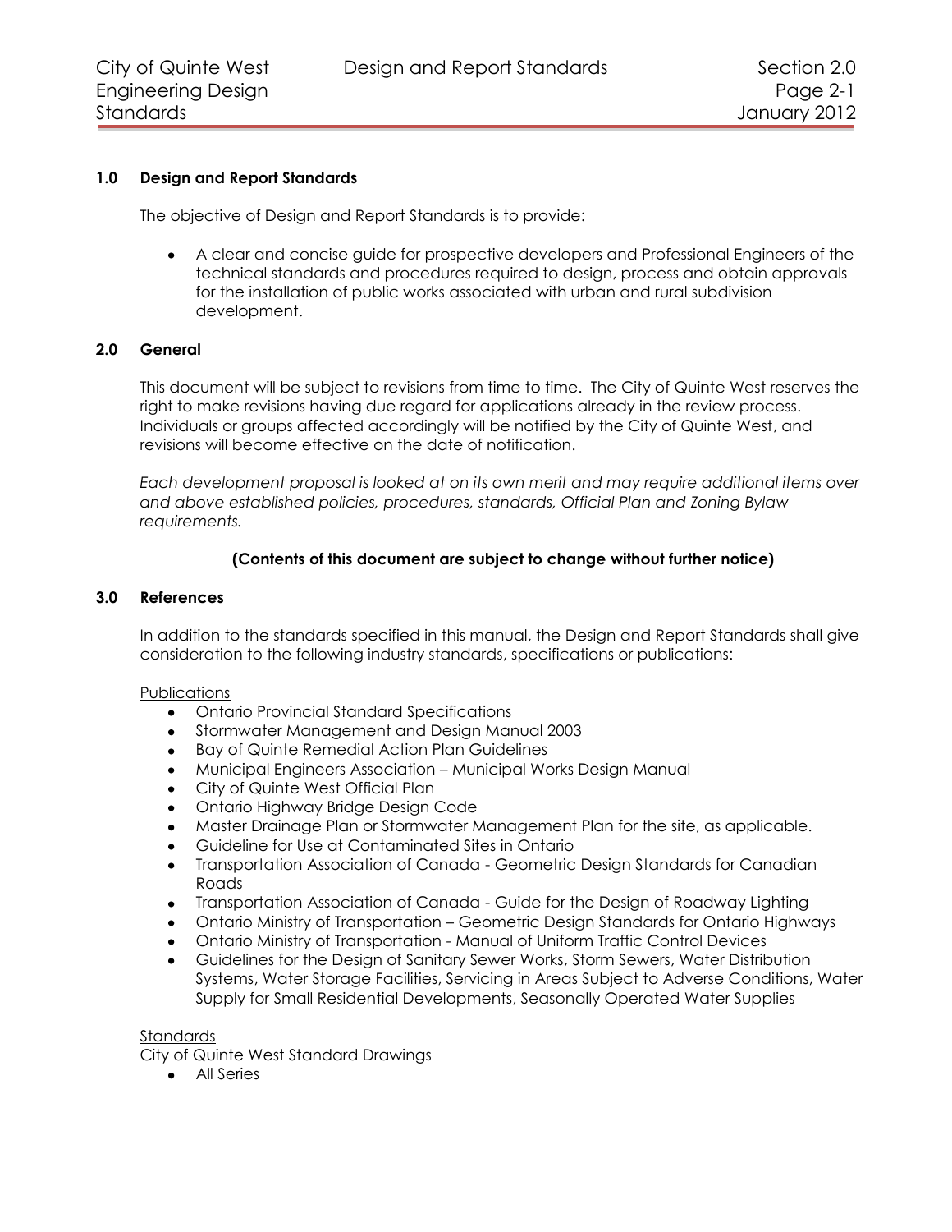## 1.0 Design and Report Standards

The objective of Design and Report Standards is to provide:

- A clear and concise guide for prospective developers and Professional Engineers of the technical standards and procedures required to design, process and obtain approvals for the installation of public works associated with urban and rural subdivision development.

## 2.0 General

This document will be subject to revisions from time to time. The City of Quinte West reserves the right to make revisions having due regard for applications already in the review process. Individuals or groups affected accordingly will be notified by the City of Quinte West, and revisions will become effective on the date of notification.

*Each development proposal is looked at on its own merit and may require additional items over and above established policies, procedures, standards, Official Plan and Zoning Bylaw requirements.*

**(Contents of this document are subject to change without further notice)**

## 3.0 References

In addition to the standards specified in this manual, the Design and Report Standards shall give consideration to the following industry standards, specifications or publications:

Publications

- Ontario Provincial Standard Specifications
- Stormwater Management and Design Manual 2003
- Bay of Quinte Remedial Action Plan Guidelines
- Municipal Engineers Association – Municipal Works Design Manual
- City of Quinte West Official Plan
- Ontario Highway Bridge Design Code
- Master Drainage Plan or Stormwater Management Plan for the site, as applicable.
- Guideline for Use at Contaminated Sites in Ontario
- Transportation Association of Canada - Geometric Design Standards for Canadian Roads
- Transportation Association of Canada - Guide for the Design of Roadway Lighting
- Ontario Ministry of Transportation – Geometric Design Standards for Ontario Highways
- Ontario Ministry of Transportation - Manual of Uniform Traffic Control Devices
- Guidelines for the Design of Sanitary Sewer Works, Storm Sewers, Water Distribution Systems, Water Storage Facilities, Servicing in Areas Subject to Adverse Conditions, Water Supply for Small Residential Developments, Seasonally Operated Water Supplies

Standards

City of Quinte West Standard Drawings

- All Series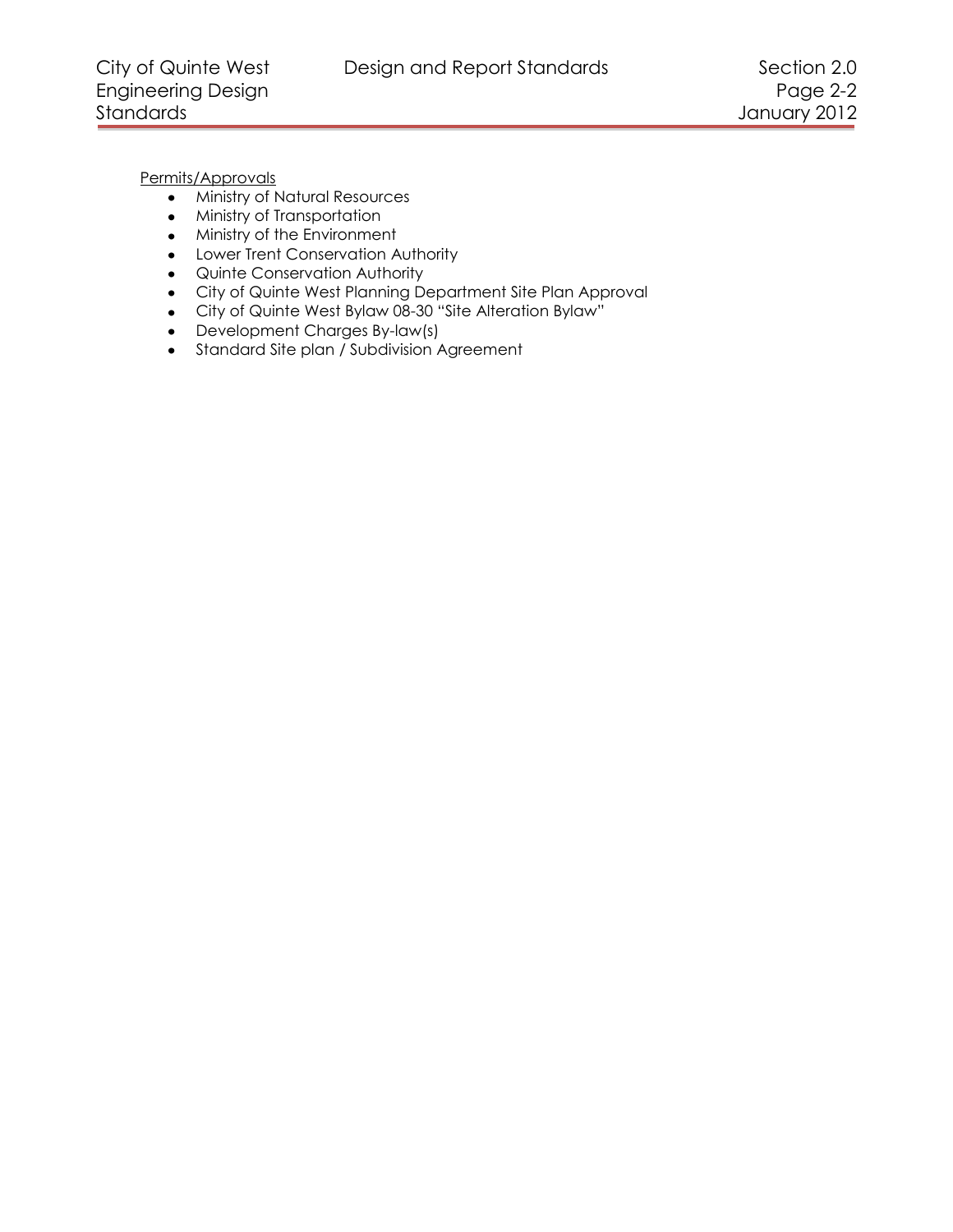Permits/Approvals

- Ministry of Natural Resources
- Ministry of Transportation
- Ministry of the Environment
- Lower Trent Conservation Authority
- Quinte Conservation Authority
- City of Quinte West Planning Department Site Plan Approval
- City of Quinte West Bylaw 08-30 "Site Alteration Bylaw"
- Development Charges By-law(s)
- Standard Site plan / Subdivision Agreement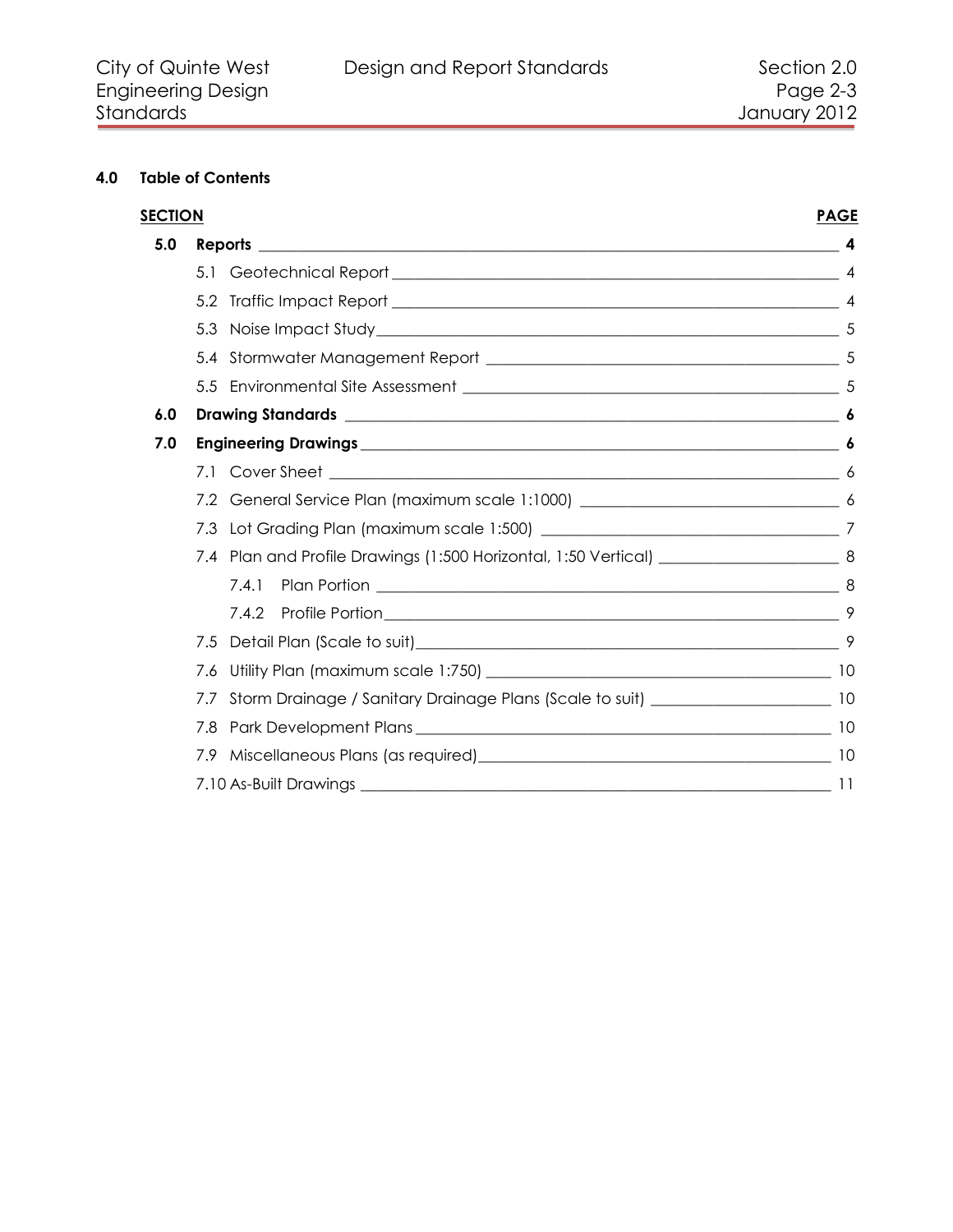## 4.0 Table of Contents

| SECTION | | PAGE |
|---|---|---|
| **5.0** | **Reports** | **4** |
| | 5.1 Geotechnical Report | 4 |
| | 5.2 Traffic Impact Report | 4 |
| | 5.3 Noise Impact Study | 5 |
| | 5.4 Stormwater Management Report | 5 |
| | 5.5 Environmental Site Assessment | 5 |
| **6.0** | **Drawing Standards** | **6** |
| **7.0** | **Engineering Drawings** | **6** |
| | 7.1 Cover Sheet | 6 |
| | 7.2 General Service Plan (maximum scale 1:1000) | 6 |
| | 7.3 Lot Grading Plan (maximum scale 1:500) | 7 |
| | 7.4 Plan and Profile Drawings (1:500 Horizontal, 1:50 Vertical) | 8 |
| | 7.4.1 Plan Portion | 8 |
| | 7.4.2 Profile Portion | 9 |
| | 7.5 Detail Plan (Scale to suit) | 9 |
| | 7.6 Utility Plan (maximum scale 1:750) | 10 |
| | 7.7 Storm Drainage / Sanitary Drainage Plans (Scale to suit) | 10 |
| | 7.8 Park Development Plans | 10 |
| | 7.9 Miscellaneous Plans (as required) | 10 |
| | 7.10 As-Built Drawings | 11 |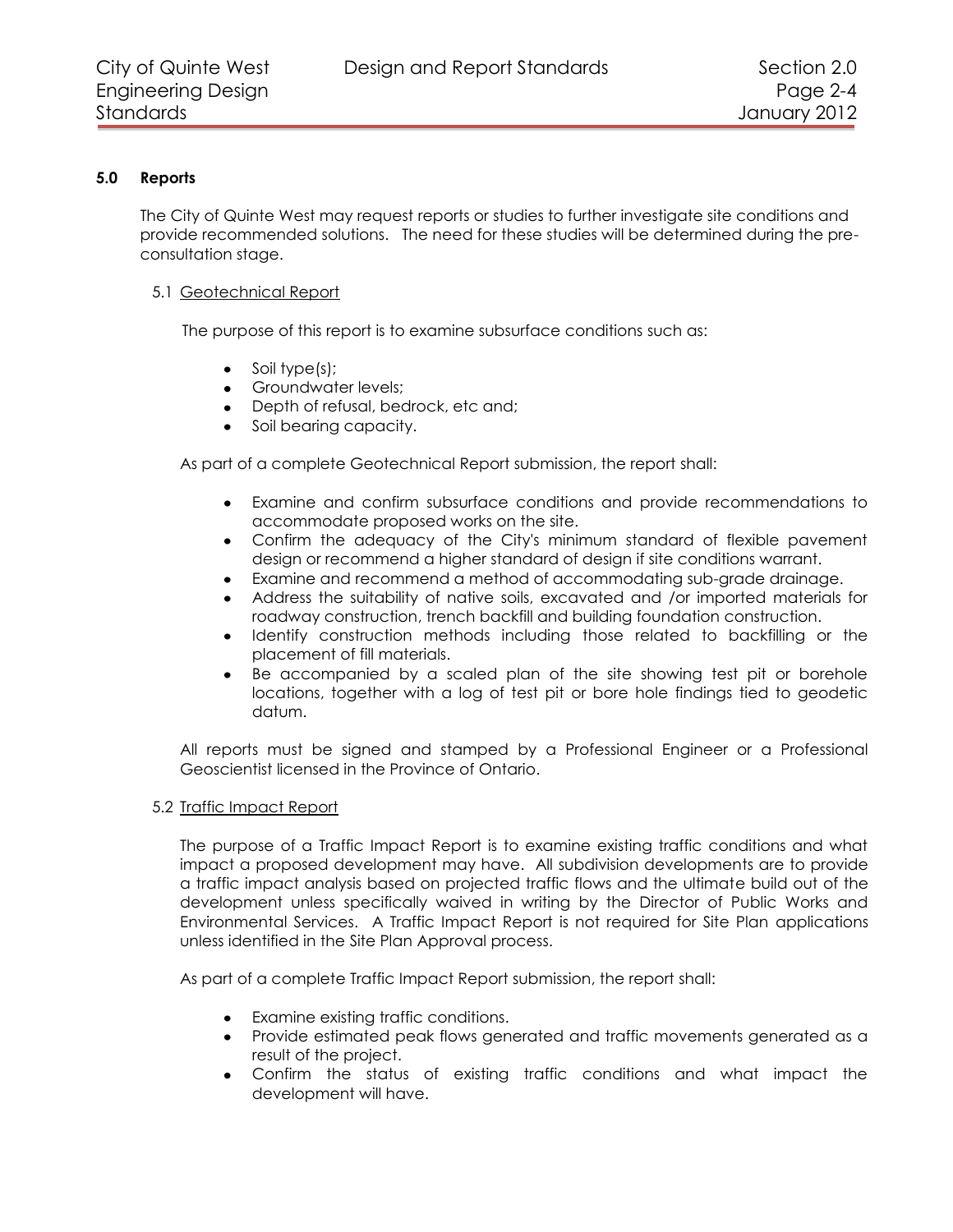## 5.0 Reports

The City of Quinte West may request reports or studies to further investigate site conditions and provide recommended solutions. The need for these studies will be determined during the pre-consultation stage.

### 5.1 Geotechnical Report

The purpose of this report is to examine subsurface conditions such as:

- Soil type(s);
- Groundwater levels;
- Depth of refusal, bedrock, etc and;
- Soil bearing capacity.

As part of a complete Geotechnical Report submission, the report shall:

- Examine and confirm subsurface conditions and provide recommendations to accommodate proposed works on the site.
- Confirm the adequacy of the City's minimum standard of flexible pavement design or recommend a higher standard of design if site conditions warrant.
- Examine and recommend a method of accommodating sub-grade drainage.
- Address the suitability of native soils, excavated and /or imported materials for roadway construction, trench backfill and building foundation construction.
- Identify construction methods including those related to backfilling or the placement of fill materials.
- Be accompanied by a scaled plan of the site showing test pit or borehole locations, together with a log of test pit or bore hole findings tied to geodetic datum.

All reports must be signed and stamped by a Professional Engineer or a Professional Geoscientist licensed in the Province of Ontario.

### 5.2 Traffic Impact Report

The purpose of a Traffic Impact Report is to examine existing traffic conditions and what impact a proposed development may have. All subdivision developments are to provide a traffic impact analysis based on projected traffic flows and the ultimate build out of the development unless specifically waived in writing by the Director of Public Works and Environmental Services. A Traffic Impact Report is not required for Site Plan applications unless identified in the Site Plan Approval process.

As part of a complete Traffic Impact Report submission, the report shall:

- Examine existing traffic conditions.
- Provide estimated peak flows generated and traffic movements generated as a result of the project.
- Confirm the status of existing traffic conditions and what impact the development will have.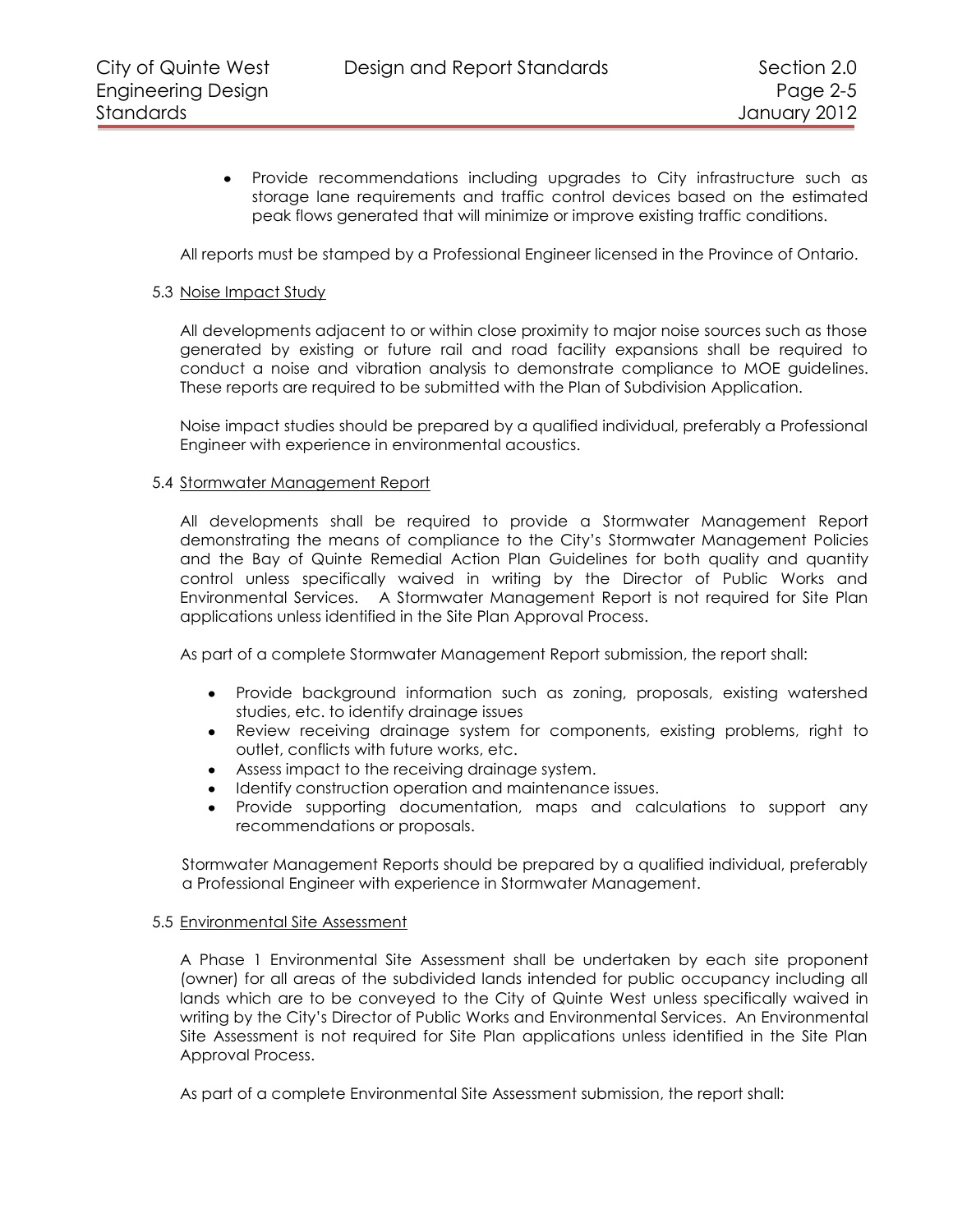- Provide recommendations including upgrades to City infrastructure such as storage lane requirements and traffic control devices based on the estimated peak flows generated that will minimize or improve existing traffic conditions.

All reports must be stamped by a Professional Engineer licensed in the Province of Ontario.

### 5.3 Noise Impact Study

All developments adjacent to or within close proximity to major noise sources such as those generated by existing or future rail and road facility expansions shall be required to conduct a noise and vibration analysis to demonstrate compliance to MOE guidelines. These reports are required to be submitted with the Plan of Subdivision Application.

Noise impact studies should be prepared by a qualified individual, preferably a Professional Engineer with experience in environmental acoustics.

### 5.4 Stormwater Management Report

All developments shall be required to provide a Stormwater Management Report demonstrating the means of compliance to the City's Stormwater Management Policies and the Bay of Quinte Remedial Action Plan Guidelines for both quality and quantity control unless specifically waived in writing by the Director of Public Works and Environmental Services. A Stormwater Management Report is not required for Site Plan applications unless identified in the Site Plan Approval Process.

As part of a complete Stormwater Management Report submission, the report shall:

- Provide background information such as zoning, proposals, existing watershed studies, etc. to identify drainage issues
- Review receiving drainage system for components, existing problems, right to outlet, conflicts with future works, etc.
- Assess impact to the receiving drainage system.
- Identify construction operation and maintenance issues.
- Provide supporting documentation, maps and calculations to support any recommendations or proposals.

Stormwater Management Reports should be prepared by a qualified individual, preferably a Professional Engineer with experience in Stormwater Management.

### 5.5 Environmental Site Assessment

A Phase 1 Environmental Site Assessment shall be undertaken by each site proponent (owner) for all areas of the subdivided lands intended for public occupancy including all lands which are to be conveyed to the City of Quinte West unless specifically waived in writing by the City's Director of Public Works and Environmental Services. An Environmental Site Assessment is not required for Site Plan applications unless identified in the Site Plan Approval Process.

As part of a complete Environmental Site Assessment submission, the report shall: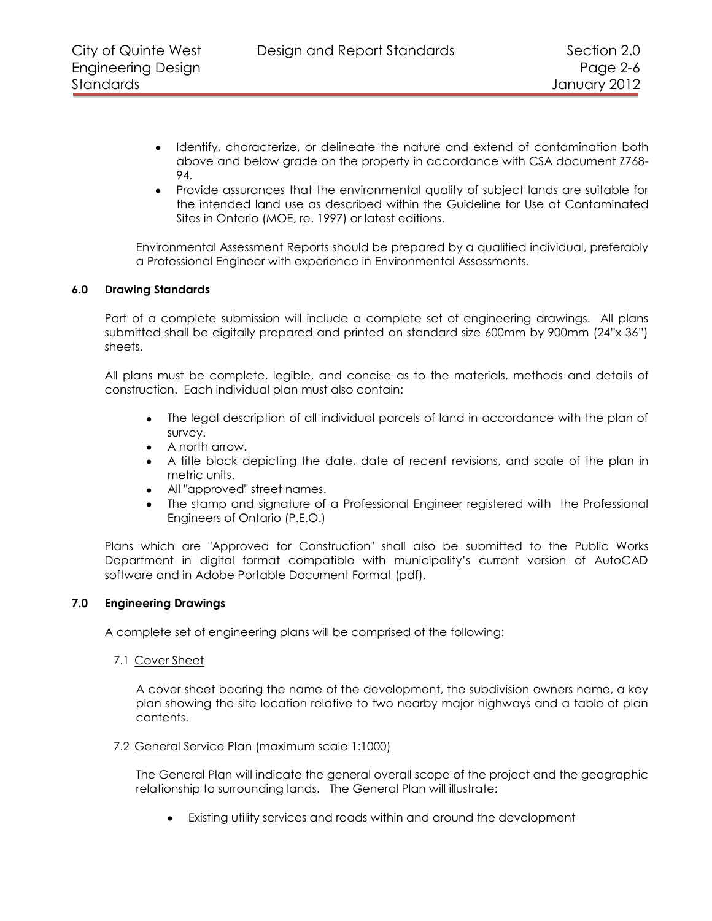- Identify, characterize, or delineate the nature and extend of contamination both above and below grade on the property in accordance with CSA document Z768-94.
- Provide assurances that the environmental quality of subject lands are suitable for the intended land use as described within the Guideline for Use at Contaminated Sites in Ontario (MOE, re. 1997) or latest editions.

Environmental Assessment Reports should be prepared by a qualified individual, preferably a Professional Engineer with experience in Environmental Assessments.

## 6.0 Drawing Standards

Part of a complete submission will include a complete set of engineering drawings. All plans submitted shall be digitally prepared and printed on standard size 600mm by 900mm (24"x 36") sheets.

All plans must be complete, legible, and concise as to the materials, methods and details of construction. Each individual plan must also contain:

- The legal description of all individual parcels of land in accordance with the plan of survey.
- A north arrow.
- A title block depicting the date, date of recent revisions, and scale of the plan in metric units.
- All "approved" street names.
- The stamp and signature of a Professional Engineer registered with the Professional Engineers of Ontario (P.E.O.)

Plans which are "Approved for Construction" shall also be submitted to the Public Works Department in digital format compatible with municipality's current version of AutoCAD software and in Adobe Portable Document Format (pdf).

## 7.0 Engineering Drawings

A complete set of engineering plans will be comprised of the following:

### 7.1 Cover Sheet

A cover sheet bearing the name of the development, the subdivision owners name, a key plan showing the site location relative to two nearby major highways and a table of plan contents.

### 7.2 General Service Plan (maximum scale 1:1000)

The General Plan will indicate the general overall scope of the project and the geographic relationship to surrounding lands. The General Plan will illustrate:

- Existing utility services and roads within and around the development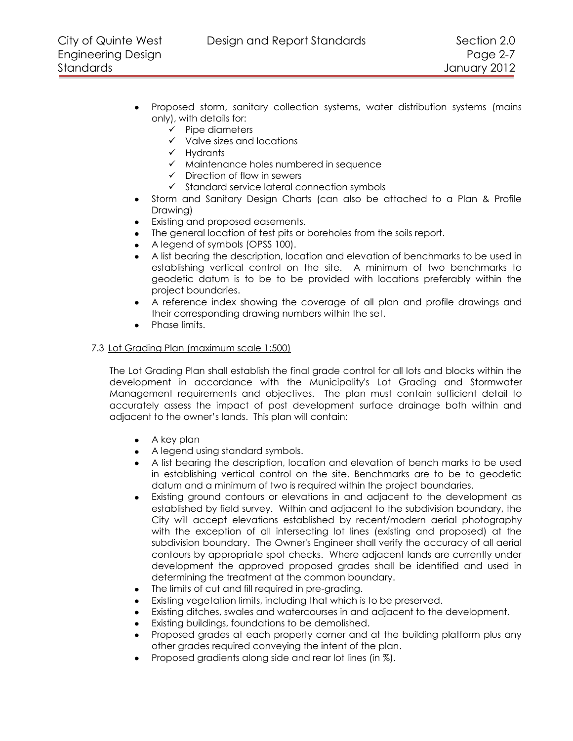- Proposed storm, sanitary collection systems, water distribution systems (mains only), with details for:
  - ✓ Pipe diameters
  - ✓ Valve sizes and locations
  - ✓ Hydrants
  - ✓ Maintenance holes numbered in sequence
  - ✓ Direction of flow in sewers
  - ✓ Standard service lateral connection symbols
- Storm and Sanitary Design Charts (can also be attached to a Plan & Profile Drawing)
- Existing and proposed easements.
- The general location of test pits or boreholes from the soils report.
- A legend of symbols (OPSS 100).
- A list bearing the description, location and elevation of benchmarks to be used in establishing vertical control on the site. A minimum of two benchmarks to geodetic datum is to be to be provided with locations preferably within the project boundaries.
- A reference index showing the coverage of all plan and profile drawings and their corresponding drawing numbers within the set.
- Phase limits.

7.3 <u>Lot Grading Plan (maximum scale 1:500)</u>

The Lot Grading Plan shall establish the final grade control for all lots and blocks within the development in accordance with the Municipality's Lot Grading and Stormwater Management requirements and objectives. The plan must contain sufficient detail to accurately assess the impact of post development surface drainage both within and adjacent to the owner's lands. This plan will contain:

- A key plan
- A legend using standard symbols.
- A list bearing the description, location and elevation of bench marks to be used in establishing vertical control on the site. Benchmarks are to be to geodetic datum and a minimum of two is required within the project boundaries.
- Existing ground contours or elevations in and adjacent to the development as established by field survey. Within and adjacent to the subdivision boundary, the City will accept elevations established by recent/modern aerial photography with the exception of all intersecting lot lines (existing and proposed) at the subdivision boundary. The Owner's Engineer shall verify the accuracy of all aerial contours by appropriate spot checks. Where adjacent lands are currently under development the approved proposed grades shall be identified and used in determining the treatment at the common boundary.
- The limits of cut and fill required in pre-grading.
- Existing vegetation limits, including that which is to be preserved.
- Existing ditches, swales and watercourses in and adjacent to the development.
- Existing buildings, foundations to be demolished.
- Proposed grades at each property corner and at the building platform plus any other grades required conveying the intent of the plan.
- Proposed gradients along side and rear lot lines (in %).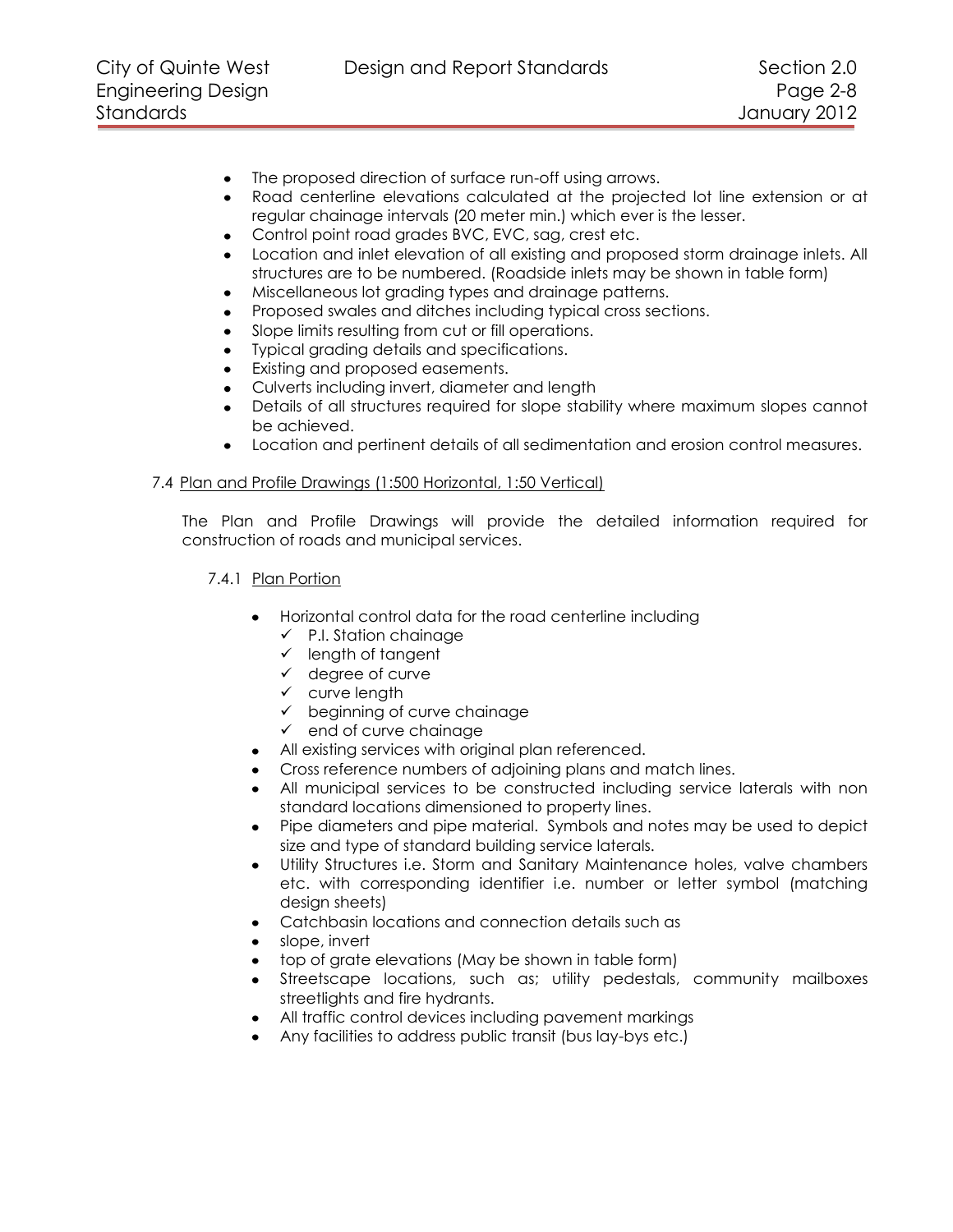- The proposed direction of surface run-off using arrows.
- Road centerline elevations calculated at the projected lot line extension or at regular chainage intervals (20 meter min.) which ever is the lesser.
- Control point road grades BVC, EVC, sag, crest etc.
- Location and inlet elevation of all existing and proposed storm drainage inlets. All structures are to be numbered. (Roadside inlets may be shown in table form)
- Miscellaneous lot grading types and drainage patterns.
- Proposed swales and ditches including typical cross sections.
- Slope limits resulting from cut or fill operations.
- Typical grading details and specifications.
- Existing and proposed easements.
- Culverts including invert, diameter and length
- Details of all structures required for slope stability where maximum slopes cannot be achieved.
- Location and pertinent details of all sedimentation and erosion control measures.

7.4 <u>Plan and Profile Drawings (1:500 Horizontal, 1:50 Vertical)</u>

The Plan and Profile Drawings will provide the detailed information required for construction of roads and municipal services.

7.4.1 <u>Plan Portion</u>

- Horizontal control data for the road centerline including
  - ✓ P.I. Station chainage
  - ✓ length of tangent
  - ✓ degree of curve
  - ✓ curve length
  - ✓ beginning of curve chainage
  - ✓ end of curve chainage
- All existing services with original plan referenced.
- Cross reference numbers of adjoining plans and match lines.
- All municipal services to be constructed including service laterals with non standard locations dimensioned to property lines.
- Pipe diameters and pipe material. Symbols and notes may be used to depict size and type of standard building service laterals.
- Utility Structures i.e. Storm and Sanitary Maintenance holes, valve chambers etc. with corresponding identifier i.e. number or letter symbol (matching design sheets)
- Catchbasin locations and connection details such as
- slope, invert
- top of grate elevations (May be shown in table form)
- Streetscape locations, such as; utility pedestals, community mailboxes streetlights and fire hydrants.
- All traffic control devices including pavement markings
- Any facilities to address public transit (bus lay-bys etc.)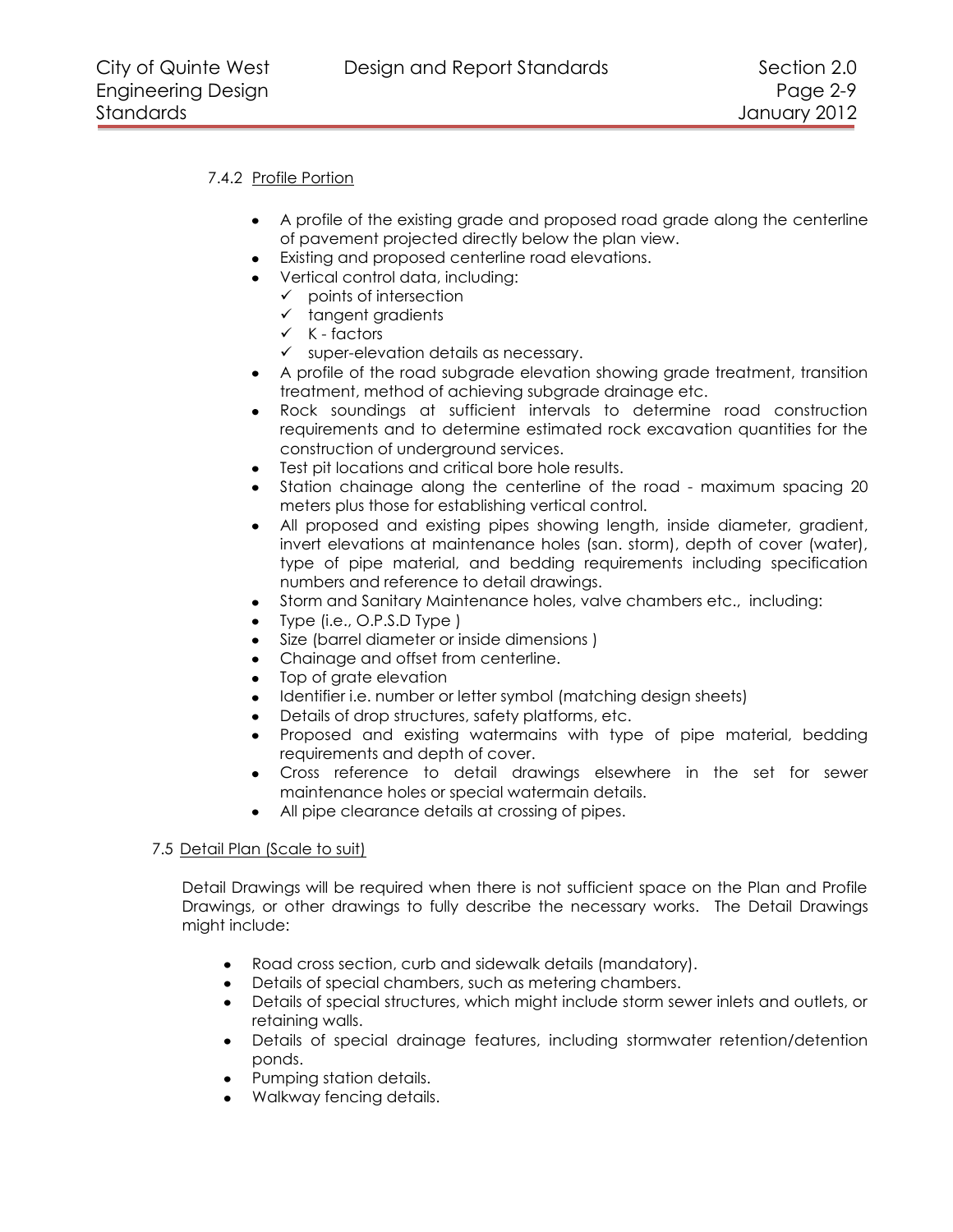#### 7.4.2 Profile Portion

- A profile of the existing grade and proposed road grade along the centerline of pavement projected directly below the plan view.
- Existing and proposed centerline road elevations.
- Vertical control data, including:
  - ✓ points of intersection
  - ✓ tangent gradients
  - ✓ K - factors
  - ✓ super-elevation details as necessary.
- A profile of the road subgrade elevation showing grade treatment, transition treatment, method of achieving subgrade drainage etc.
- Rock soundings at sufficient intervals to determine road construction requirements and to determine estimated rock excavation quantities for the construction of underground services.
- Test pit locations and critical bore hole results.
- Station chainage along the centerline of the road - maximum spacing 20 meters plus those for establishing vertical control.
- All proposed and existing pipes showing length, inside diameter, gradient, invert elevations at maintenance holes (san. storm), depth of cover (water), type of pipe material, and bedding requirements including specification numbers and reference to detail drawings.
- Storm and Sanitary Maintenance holes, valve chambers etc., including:
- Type (i.e., O.P.S.D Type )
- Size (barrel diameter or inside dimensions )
- Chainage and offset from centerline.
- Top of grate elevation
- Identifier i.e. number or letter symbol (matching design sheets)
- Details of drop structures, safety platforms, etc.
- Proposed and existing watermains with type of pipe material, bedding requirements and depth of cover.
- Cross reference to detail drawings elsewhere in the set for sewer maintenance holes or special watermain details.
- All pipe clearance details at crossing of pipes.

### 7.5 Detail Plan (Scale to suit)

Detail Drawings will be required when there is not sufficient space on the Plan and Profile Drawings, or other drawings to fully describe the necessary works. The Detail Drawings might include:

- Road cross section, curb and sidewalk details (mandatory).
- Details of special chambers, such as metering chambers.
- Details of special structures, which might include storm sewer inlets and outlets, or retaining walls.
- Details of special drainage features, including stormwater retention/detention ponds.
- Pumping station details.
- Walkway fencing details.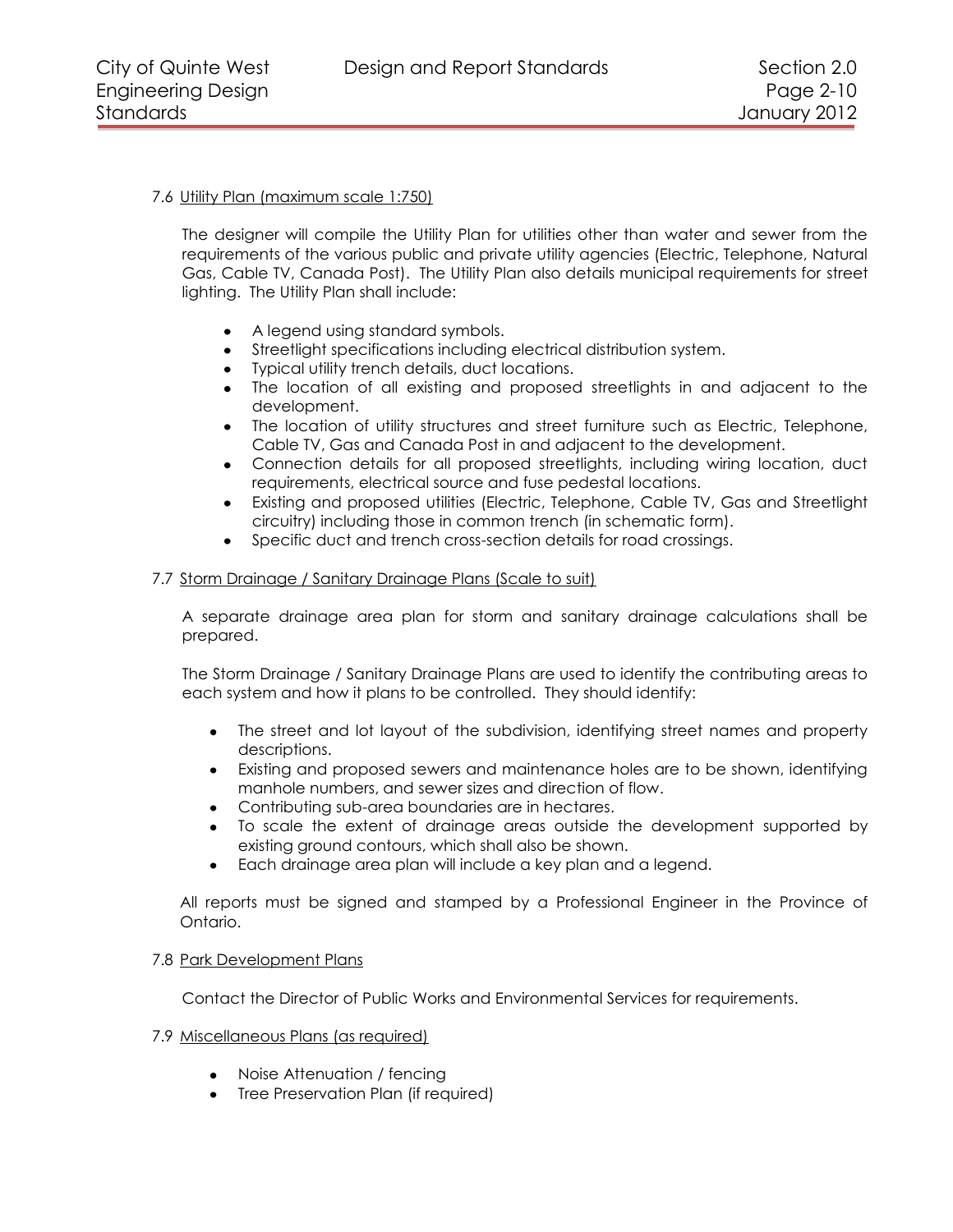7.6 Utility Plan (maximum scale 1:750)

The designer will compile the Utility Plan for utilities other than water and sewer from the requirements of the various public and private utility agencies (Electric, Telephone, Natural Gas, Cable TV, Canada Post). The Utility Plan also details municipal requirements for street lighting. The Utility Plan shall include:

- A legend using standard symbols.
- Streetlight specifications including electrical distribution system.
- Typical utility trench details, duct locations.
- The location of all existing and proposed streetlights in and adjacent to the development.
- The location of utility structures and street furniture such as Electric, Telephone, Cable TV, Gas and Canada Post in and adjacent to the development.
- Connection details for all proposed streetlights, including wiring location, duct requirements, electrical source and fuse pedestal locations.
- Existing and proposed utilities (Electric, Telephone, Cable TV, Gas and Streetlight circuitry) including those in common trench (in schematic form).
- Specific duct and trench cross-section details for road crossings.

7.7 Storm Drainage / Sanitary Drainage Plans (Scale to suit)

A separate drainage area plan for storm and sanitary drainage calculations shall be prepared.

The Storm Drainage / Sanitary Drainage Plans are used to identify the contributing areas to each system and how it plans to be controlled. They should identify:

- The street and lot layout of the subdivision, identifying street names and property descriptions.
- Existing and proposed sewers and maintenance holes are to be shown, identifying manhole numbers, and sewer sizes and direction of flow.
- Contributing sub-area boundaries are in hectares.
- To scale the extent of drainage areas outside the development supported by existing ground contours, which shall also be shown.
- Each drainage area plan will include a key plan and a legend.

All reports must be signed and stamped by a Professional Engineer in the Province of Ontario.

7.8 Park Development Plans

Contact the Director of Public Works and Environmental Services for requirements.

7.9 Miscellaneous Plans (as required)

- Noise Attenuation / fencing
- Tree Preservation Plan (if required)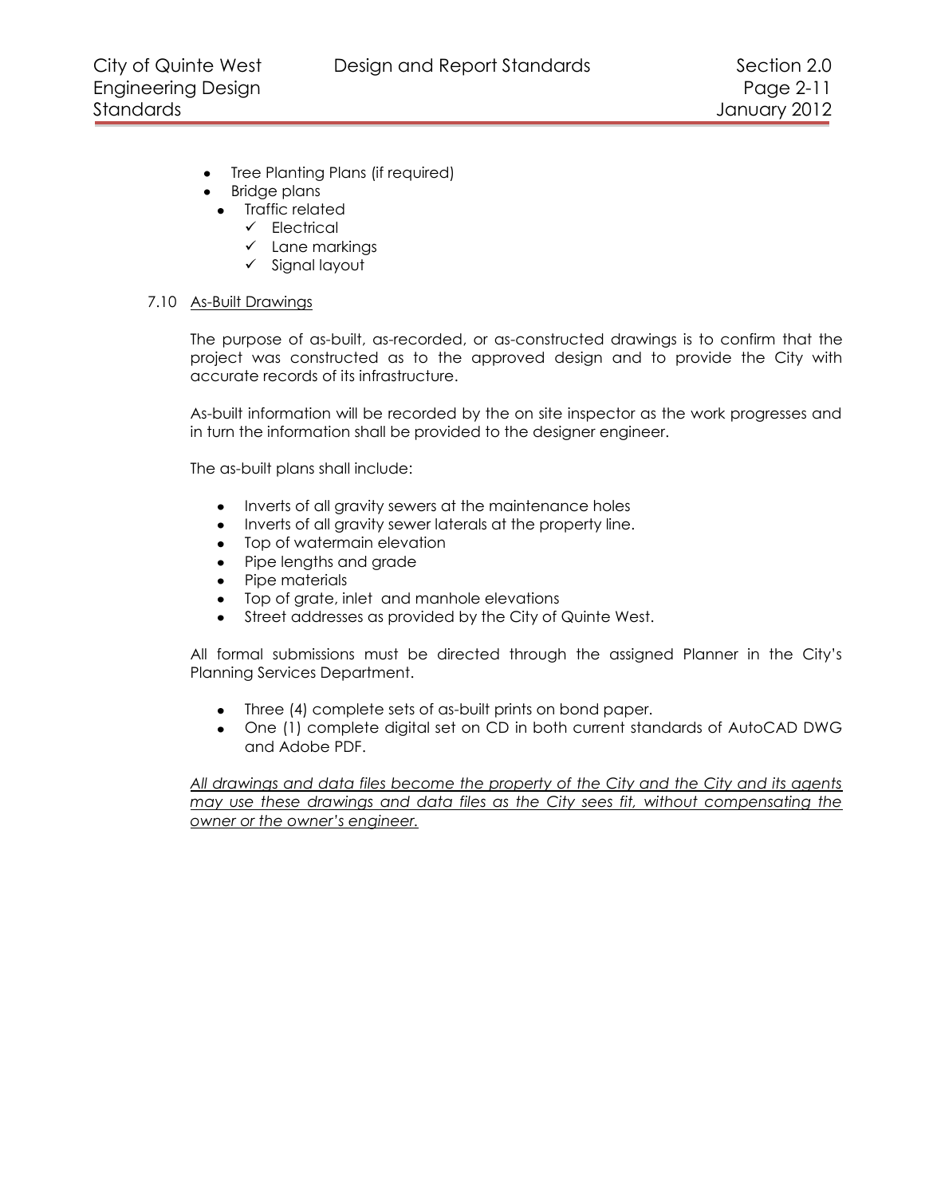- Tree Planting Plans (if required)
- Bridge plans
  - Traffic related
    - ✓ Electrical
    - ✓ Lane markings
    - ✓ Signal layout

7.10 As-Built Drawings

The purpose of as-built, as-recorded, or as-constructed drawings is to confirm that the project was constructed as to the approved design and to provide the City with accurate records of its infrastructure.

As-built information will be recorded by the on site inspector as the work progresses and in turn the information shall be provided to the designer engineer.

The as-built plans shall include:

- Inverts of all gravity sewers at the maintenance holes
- Inverts of all gravity sewer laterals at the property line.
- Top of watermain elevation
- Pipe lengths and grade
- Pipe materials
- Top of grate, inlet and manhole elevations
- Street addresses as provided by the City of Quinte West.

All formal submissions must be directed through the assigned Planner in the City's Planning Services Department.

- Three (4) complete sets of as-built prints on bond paper.
- One (1) complete digital set on CD in both current standards of AutoCAD DWG and Adobe PDF.

*All drawings and data files become the property of the City and the City and its agents may use these drawings and data files as the City sees fit, without compensating the owner or the owner's engineer.*